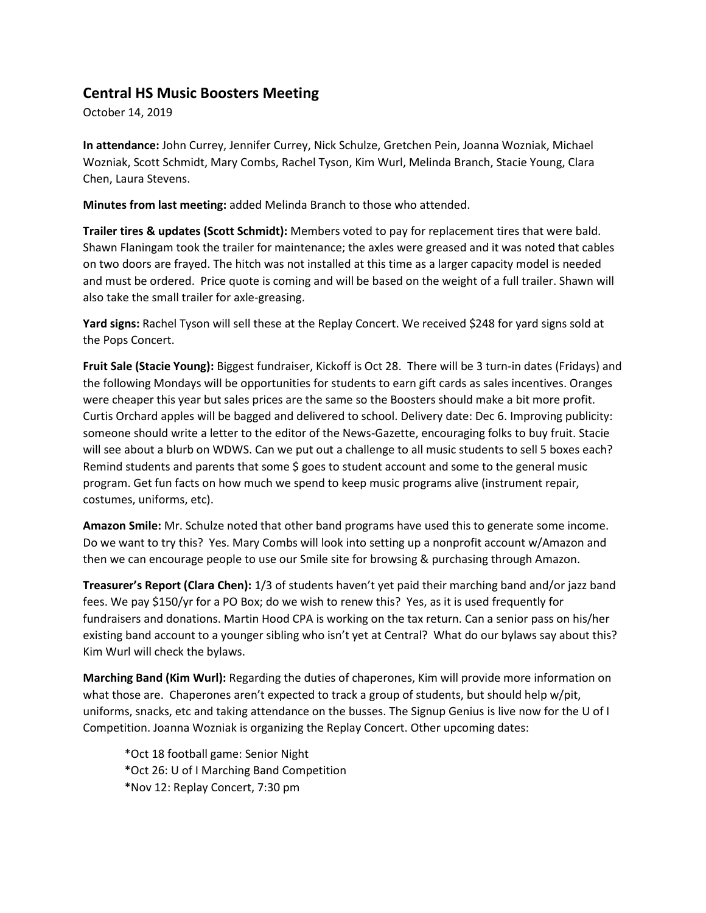## Central HS Music Boosters Meeting

October 14, 2019

**In attendance:** John Currey, Jennifer Currey, Nick Schulze, Gretchen Pein, Joanna Wozniak, Michael Wozniak, Scott Schmidt, Mary Combs, Rachel Tyson, Kim Wurl, Melinda Branch, Stacie Young, Clara Chen, Laura Stevens.

**Minutes from last meeting:** added Melinda Branch to those who attended.

**Trailer tires & updates (Scott Schmidt):** Members voted to pay for replacement tires that were bald. Shawn Flaningam took the trailer for maintenance; the axles were greased and it was noted that cables on two doors are frayed. The hitch was not installed at this time as a larger capacity model is needed and must be ordered. Price quote is coming and will be based on the weight of a full trailer. Shawn will also take the small trailer for axle-greasing.

**Yard signs:** Rachel Tyson will sell these at the Replay Concert. We received $248 for yard signs sold at the Pops Concert.

**Fruit Sale (Stacie Young):** Biggest fundraiser, Kickoff is Oct 28. There will be 3 turn-in dates (Fridays) and the following Mondays will be opportunities for students to earn gift cards as sales incentives. Oranges were cheaper this year but sales prices are the same so the Boosters should make a bit more profit. Curtis Orchard apples will be bagged and delivered to school. Delivery date: Dec 6. Improving publicity: someone should write a letter to the editor of the News-Gazette, encouraging folks to buy fruit. Stacie will see about a blurb on WDWS. Can we put out a challenge to all music students to sell 5 boxes each? Remind students and parents that some $ goes to student account and some to the general music program. Get fun facts on how much we spend to keep music programs alive (instrument repair, costumes, uniforms, etc).

**Amazon Smile:** Mr. Schulze noted that other band programs have used this to generate some income. Do we want to try this? Yes. Mary Combs will look into setting up a nonprofit account w/Amazon and then we can encourage people to use our Smile site for browsing & purchasing through Amazon.

**Treasurer's Report (Clara Chen):** 1/3 of students haven't yet paid their marching band and/or jazz band fees. We pay $150/yr for a PO Box; do we wish to renew this? Yes, as it is used frequently for fundraisers and donations. Martin Hood CPA is working on the tax return. Can a senior pass on his/her existing band account to a younger sibling who isn't yet at Central? What do our bylaws say about this? Kim Wurl will check the bylaws.

**Marching Band (Kim Wurl):** Regarding the duties of chaperones, Kim will provide more information on what those are. Chaperones aren't expected to track a group of students, but should help w/pit, uniforms, snacks, etc and taking attendance on the busses. The Signup Genius is live now for the U of I Competition. Joanna Wozniak is organizing the Replay Concert. Other upcoming dates:

*Oct 18 football game: Senior Night
*Oct 26: U of I Marching Band Competition
*Nov 12: Replay Concert, 7:30 pm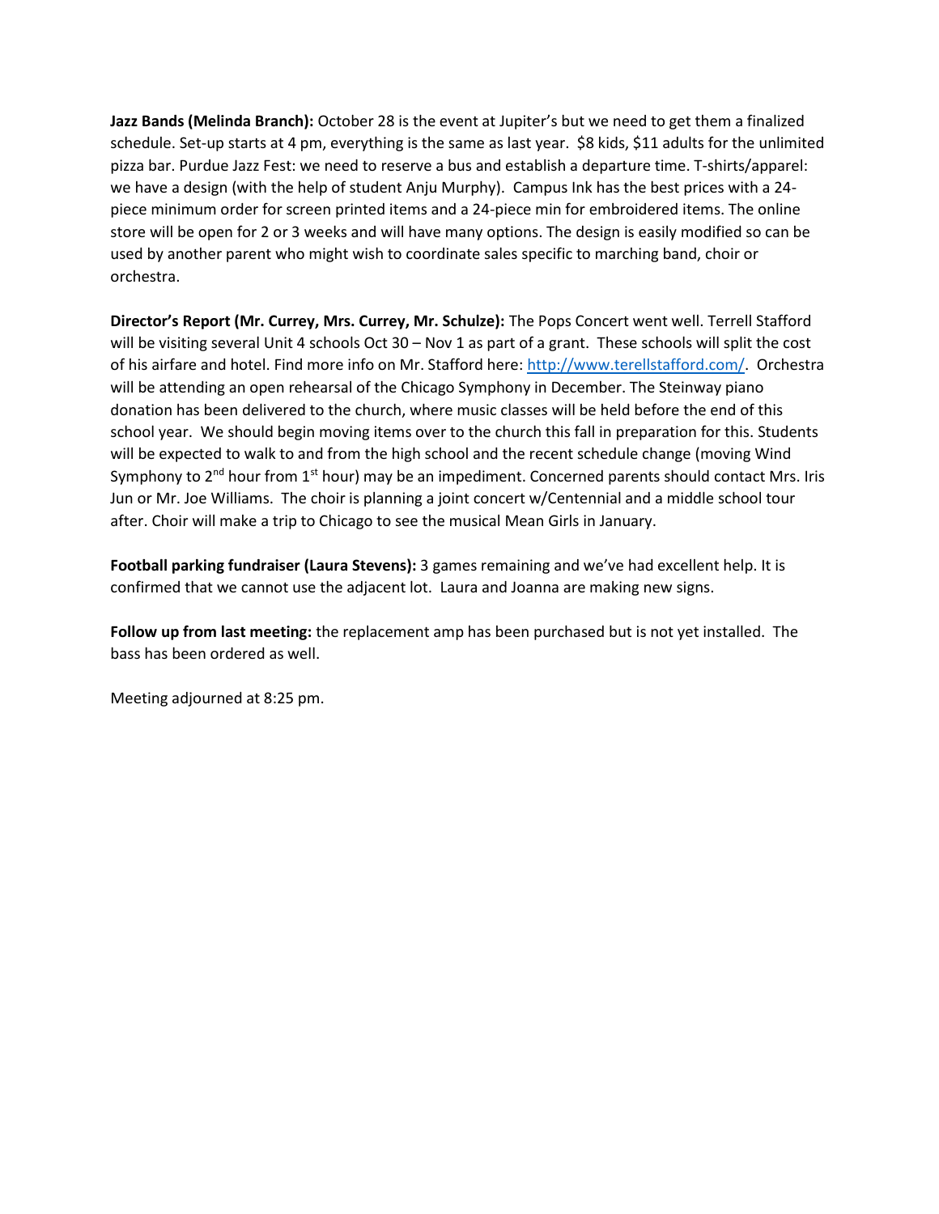**Jazz Bands (Melinda Branch):** October 28 is the event at Jupiter's but we need to get them a finalized schedule. Set-up starts at 4 pm, everything is the same as last year. $8 kids, $11 adults for the unlimited pizza bar. Purdue Jazz Fest: we need to reserve a bus and establish a departure time. T-shirts/apparel: we have a design (with the help of student Anju Murphy). Campus Ink has the best prices with a 24-piece minimum order for screen printed items and a 24-piece min for embroidered items. The online store will be open for 2 or 3 weeks and will have many options. The design is easily modified so can be used by another parent who might wish to coordinate sales specific to marching band, choir or orchestra.

**Director's Report (Mr. Currey, Mrs. Currey, Mr. Schulze):** The Pops Concert went well. Terrell Stafford will be visiting several Unit 4 schools Oct 30 – Nov 1 as part of a grant. These schools will split the cost of his airfare and hotel. Find more info on Mr. Stafford here: [http://www.terellstafford.com/](http://www.terellstafford.com/). Orchestra will be attending an open rehearsal of the Chicago Symphony in December. The Steinway piano donation has been delivered to the church, where music classes will be held before the end of this school year. We should begin moving items over to the church this fall in preparation for this. Students will be expected to walk to and from the high school and the recent schedule change (moving Wind Symphony to 2nd hour from 1st hour) may be an impediment. Concerned parents should contact Mrs. Iris Jun or Mr. Joe Williams. The choir is planning a joint concert w/Centennial and a middle school tour after. Choir will make a trip to Chicago to see the musical Mean Girls in January.

**Football parking fundraiser (Laura Stevens):** 3 games remaining and we've had excellent help. It is confirmed that we cannot use the adjacent lot. Laura and Joanna are making new signs.

**Follow up from last meeting:** the replacement amp has been purchased but is not yet installed. The bass has been ordered as well.

Meeting adjourned at 8:25 pm.